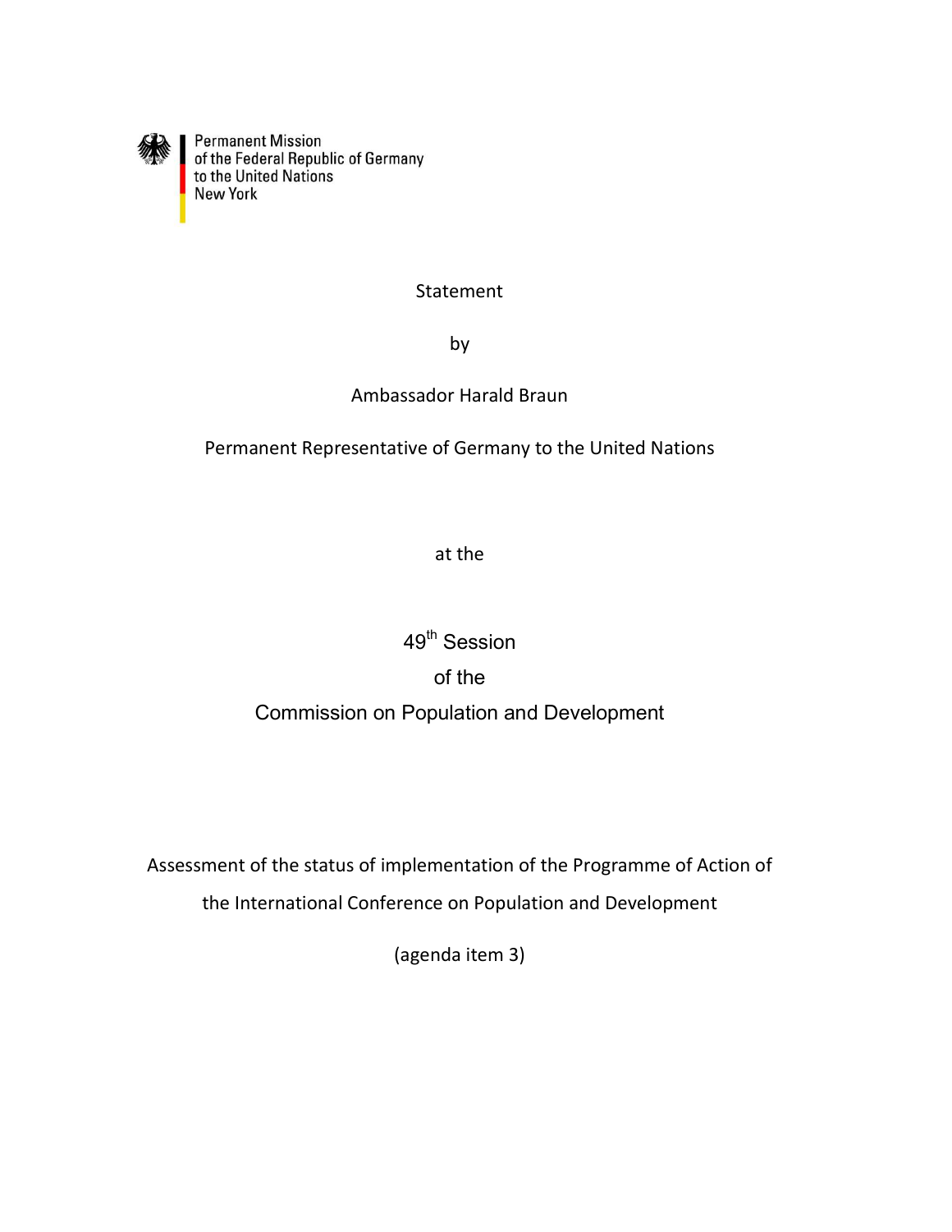Permanent Mission
of the Federal Republic of Germany
to the United Nations
New York

Statement

by

Ambassador Harald Braun

Permanent Representative of Germany to the United Nations

at the

49th Session

of the

Commission on Population and Development

Assessment of the status of implementation of the Programme of Action of the International Conference on Population and Development

(agenda item 3)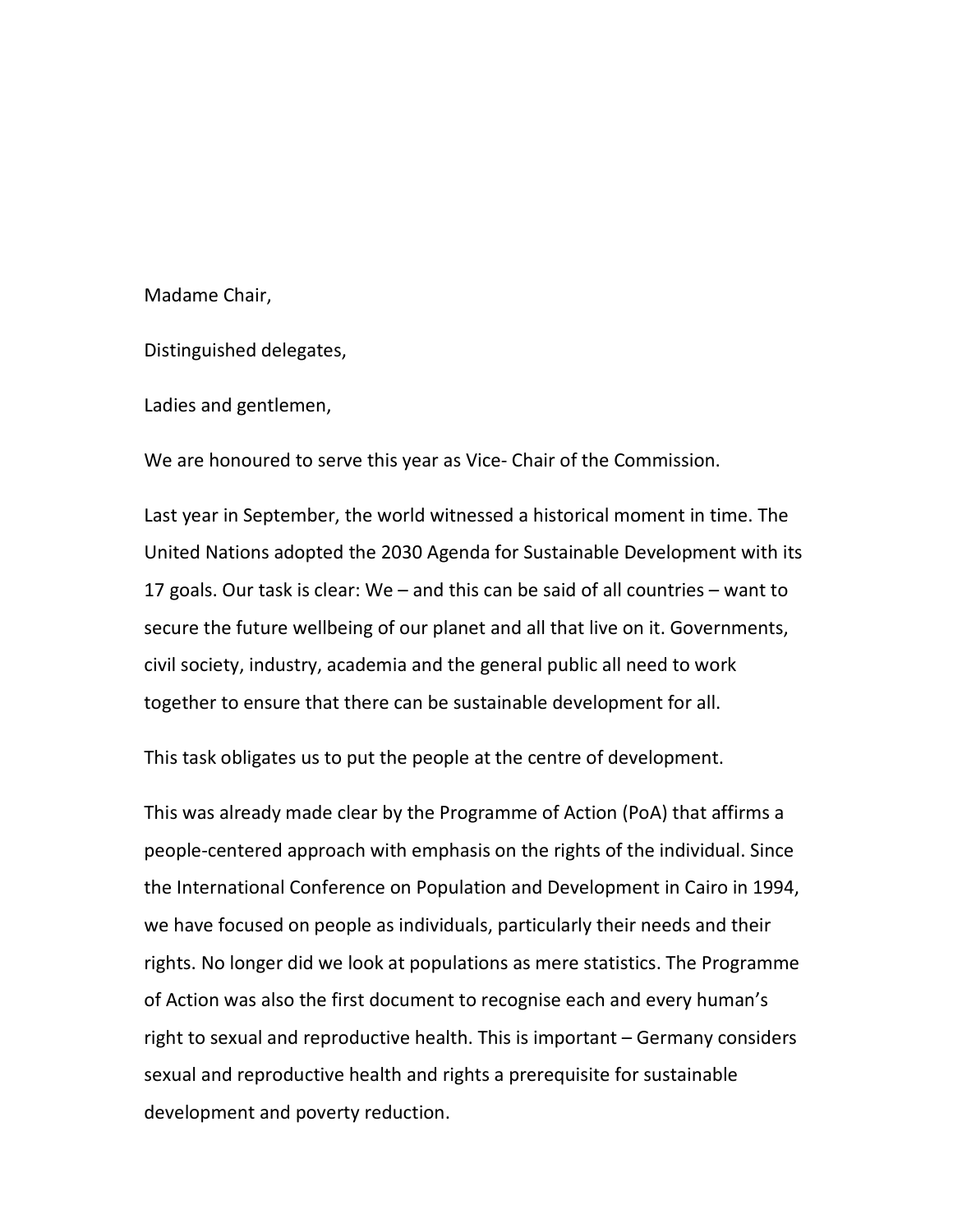Madame Chair,

Distinguished delegates,

Ladies and gentlemen,

We are honoured to serve this year as Vice- Chair of the Commission.

Last year in September, the world witnessed a historical moment in time. The United Nations adopted the 2030 Agenda for Sustainable Development with its 17 goals. Our task is clear: We – and this can be said of all countries – want to secure the future wellbeing of our planet and all that live on it. Governments, civil society, industry, academia and the general public all need to work together to ensure that there can be sustainable development for all.

This task obligates us to put the people at the centre of development.

This was already made clear by the Programme of Action (PoA) that affirms a people-centered approach with emphasis on the rights of the individual. Since the International Conference on Population and Development in Cairo in 1994, we have focused on people as individuals, particularly their needs and their rights. No longer did we look at populations as mere statistics. The Programme of Action was also the first document to recognise each and every human's right to sexual and reproductive health. This is important – Germany considers sexual and reproductive health and rights a prerequisite for sustainable development and poverty reduction.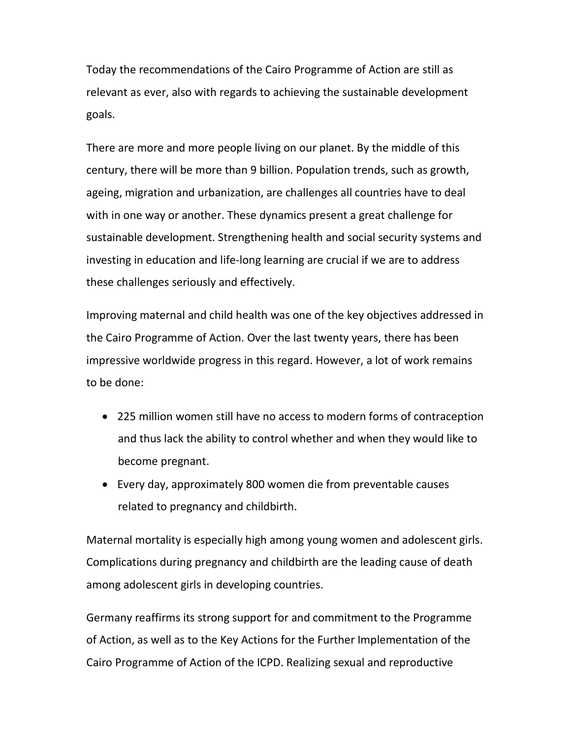Today the recommendations of the Cairo Programme of Action are still as relevant as ever, also with regards to achieving the sustainable development goals.

There are more and more people living on our planet. By the middle of this century, there will be more than 9 billion. Population trends, such as growth, ageing, migration and urbanization, are challenges all countries have to deal with in one way or another. These dynamics present a great challenge for sustainable development. Strengthening health and social security systems and investing in education and life-long learning are crucial if we are to address these challenges seriously and effectively.

Improving maternal and child health was one of the key objectives addressed in the Cairo Programme of Action. Over the last twenty years, there has been impressive worldwide progress in this regard. However, a lot of work remains to be done:

- 225 million women still have no access to modern forms of contraception and thus lack the ability to control whether and when they would like to become pregnant.
- Every day, approximately 800 women die from preventable causes related to pregnancy and childbirth.

Maternal mortality is especially high among young women and adolescent girls. Complications during pregnancy and childbirth are the leading cause of death among adolescent girls in developing countries.

Germany reaffirms its strong support for and commitment to the Programme of Action, as well as to the Key Actions for the Further Implementation of the Cairo Programme of Action of the ICPD. Realizing sexual and reproductive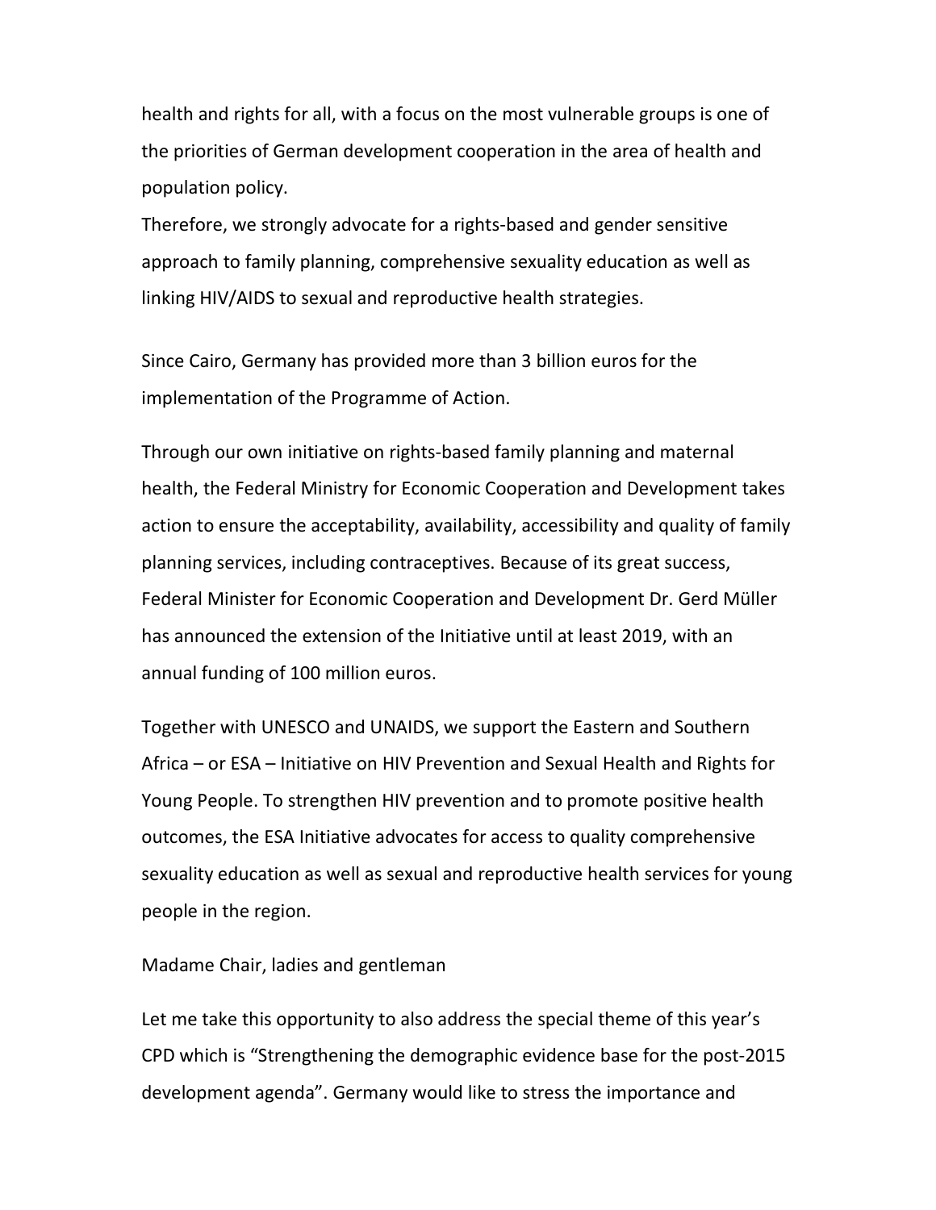health and rights for all, with a focus on the most vulnerable groups is one of the priorities of German development cooperation in the area of health and population policy.
Therefore, we strongly advocate for a rights-based and gender sensitive approach to family planning, comprehensive sexuality education as well as linking HIV/AIDS to sexual and reproductive health strategies.

Since Cairo, Germany has provided more than 3 billion euros for the implementation of the Programme of Action.

Through our own initiative on rights-based family planning and maternal health, the Federal Ministry for Economic Cooperation and Development takes action to ensure the acceptability, availability, accessibility and quality of family planning services, including contraceptives. Because of its great success, Federal Minister for Economic Cooperation and Development Dr. Gerd Müller has announced the extension of the Initiative until at least 2019, with an annual funding of 100 million euros.

Together with UNESCO and UNAIDS, we support the Eastern and Southern Africa – or ESA – Initiative on HIV Prevention and Sexual Health and Rights for Young People. To strengthen HIV prevention and to promote positive health outcomes, the ESA Initiative advocates for access to quality comprehensive sexuality education as well as sexual and reproductive health services for young people in the region.

Madame Chair, ladies and gentleman

Let me take this opportunity to also address the special theme of this year's CPD which is "Strengthening the demographic evidence base for the post-2015 development agenda". Germany would like to stress the importance and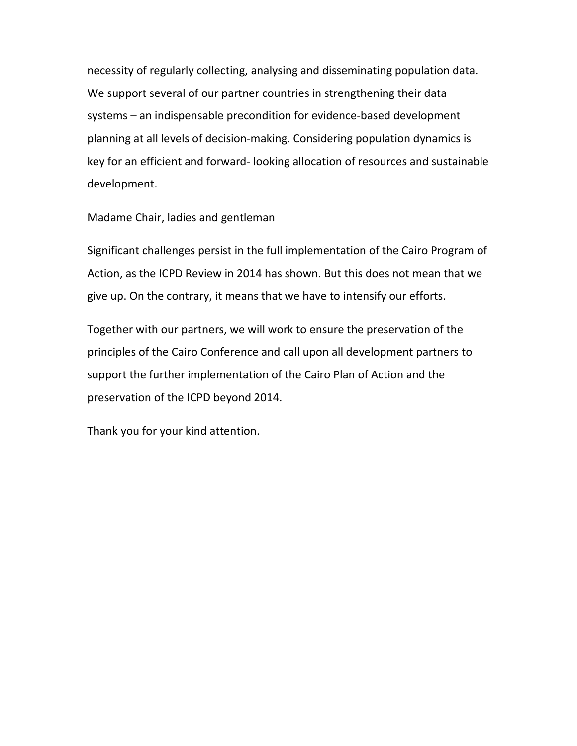necessity of regularly collecting, analysing and disseminating population data. We support several of our partner countries in strengthening their data systems – an indispensable precondition for evidence-based development planning at all levels of decision-making. Considering population dynamics is key for an efficient and forward- looking allocation of resources and sustainable development.

Madame Chair, ladies and gentleman

Significant challenges persist in the full implementation of the Cairo Program of Action, as the ICPD Review in 2014 has shown. But this does not mean that we give up. On the contrary, it means that we have to intensify our efforts.

Together with our partners, we will work to ensure the preservation of the principles of the Cairo Conference and call upon all development partners to support the further implementation of the Cairo Plan of Action and the preservation of the ICPD beyond 2014.

Thank you for your kind attention.